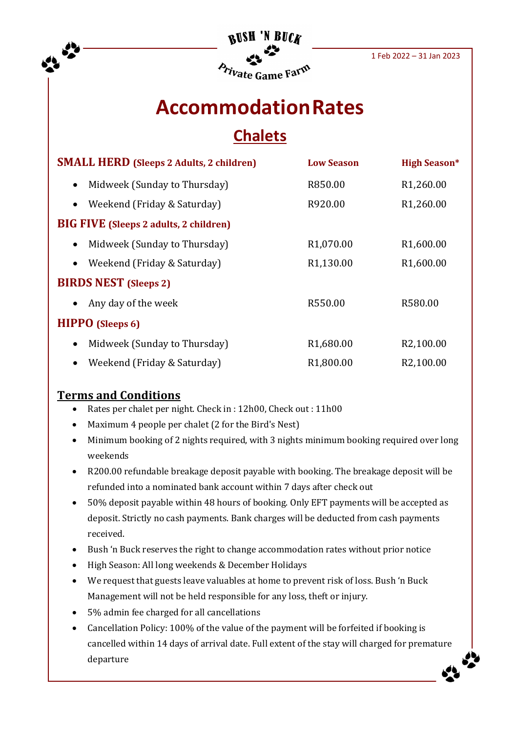BUSH 'N BUCK
Private Game Farm

1 Feb 2022 – 31 Jan 2023

# Accommodation Rates

## Chalets

| **SMALL HERD (Sleeps 2 Adults, 2 children)** | **Low Season** | **High Season*** |
| --- | --- | --- |
| • Midweek (Sunday to Thursday) | R850.00 | R1,260.00 |
| • Weekend (Friday & Saturday) | R920.00 | R1,260.00 |
| **BIG FIVE (Sleeps 2 adults, 2 children)** | | |
| • Midweek (Sunday to Thursday) | R1,070.00 | R1,600.00 |
| • Weekend (Friday & Saturday) | R1,130.00 | R1,600.00 |
| **BIRDS NEST (Sleeps 2)** | | |
| • Any day of the week | R550.00 | R580.00 |
| **HIPPO (Sleeps 6)** | | |
| • Midweek (Sunday to Thursday) | R1,680.00 | R2,100.00 |
| • Weekend (Friday & Saturday) | R1,800.00 | R2,100.00 |

### Terms and Conditions

- Rates per chalet per night. Check in : 12h00, Check out : 11h00
- Maximum 4 people per chalet (2 for the Bird's Nest)
- Minimum booking of 2 nights required, with 3 nights minimum booking required over long weekends
- R200.00 refundable breakage deposit payable with booking. The breakage deposit will be refunded into a nominated bank account within 7 days after check out
- 50% deposit payable within 48 hours of booking. Only EFT payments will be accepted as deposit. Strictly no cash payments. Bank charges will be deducted from cash payments received.
- Bush 'n Buck reserves the right to change accommodation rates without prior notice
- High Season: All long weekends & December Holidays
- We request that guests leave valuables at home to prevent risk of loss. Bush 'n Buck Management will not be held responsible for any loss, theft or injury.
- 5% admin fee charged for all cancellations
- Cancellation Policy: 100% of the value of the payment will be forfeited if booking is cancelled within 14 days of arrival date. Full extent of the stay will charged for premature departure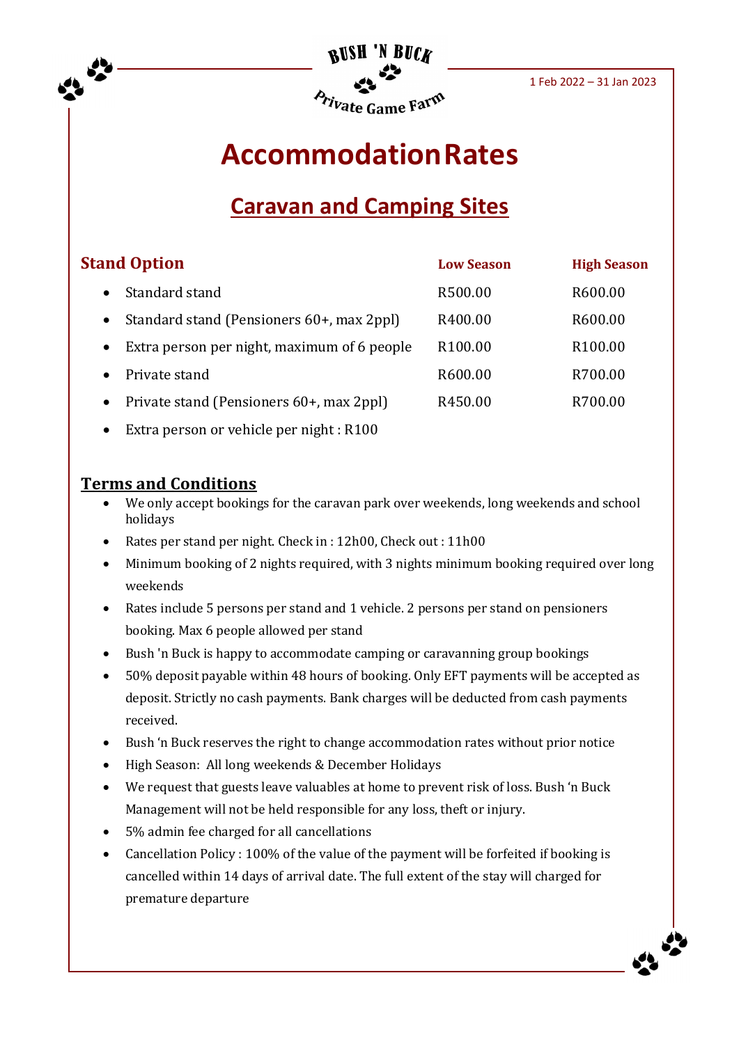BUSH 'N BUCK

Private Game Farm

1 Feb 2022 – 31 Jan 2023

# Accommodation Rates

## Caravan and Camping Sites

| Stand Option | Low Season | High Season |
| --- | --- | --- |
| • Standard stand | R500.00 | R600.00 |
| • Standard stand (Pensioners 60+, max 2ppl) | R400.00 | R600.00 |
| • Extra person per night, maximum of 6 people | R100.00 | R100.00 |
| • Private stand | R600.00 | R700.00 |
| • Private stand (Pensioners 60+, max 2ppl) | R450.00 | R700.00 |

- Extra person or vehicle per night : R100

### Terms and Conditions

- We only accept bookings for the caravan park over weekends, long weekends and school holidays
- Rates per stand per night. Check in : 12h00, Check out : 11h00
- Minimum booking of 2 nights required, with 3 nights minimum booking required over long weekends
- Rates include 5 persons per stand and 1 vehicle. 2 persons per stand on pensioners booking. Max 6 people allowed per stand
- Bush 'n Buck is happy to accommodate camping or caravanning group bookings
- 50% deposit payable within 48 hours of booking. Only EFT payments will be accepted as deposit. Strictly no cash payments. Bank charges will be deducted from cash payments received.
- Bush 'n Buck reserves the right to change accommodation rates without prior notice
- High Season: All long weekends & December Holidays
- We request that guests leave valuables at home to prevent risk of loss. Bush 'n Buck Management will not be held responsible for any loss, theft or injury.
- 5% admin fee charged for all cancellations
- Cancellation Policy : 100% of the value of the payment will be forfeited if booking is cancelled within 14 days of arrival date. The full extent of the stay will charged for premature departure